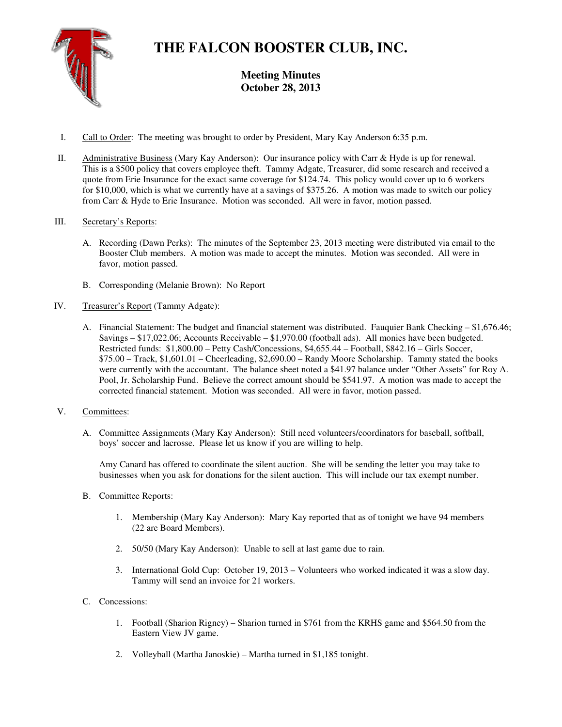# THE FALCON BOOSTER CLUB, INC.

**Meeting Minutes**
**October 28, 2013**

I. Call to Order: The meeting was brought to order by President, Mary Kay Anderson 6:35 p.m.

II. Administrative Business (Mary Kay Anderson): Our insurance policy with Carr & Hyde is up for renewal. This is a $500 policy that covers employee theft. Tammy Adgate, Treasurer, did some research and received a quote from Erie Insurance for the exact same coverage for $124.74. This policy would cover up to 6 workers for $10,000, which is what we currently have at a savings of $375.26. A motion was made to switch our policy from Carr & Hyde to Erie Insurance. Motion was seconded. All were in favor, motion passed.

III. Secretary's Reports:

A. Recording (Dawn Perks): The minutes of the September 23, 2013 meeting were distributed via email to the Booster Club members. A motion was made to accept the minutes. Motion was seconded. All were in favor, motion passed.

B. Corresponding (Melanie Brown): No Report

IV. Treasurer's Report (Tammy Adgate):

A. Financial Statement: The budget and financial statement was distributed. Fauquier Bank Checking – $1,676.46; Savings – $17,022.06; Accounts Receivable – $1,970.00 (football ads). All monies have been budgeted. Restricted funds: $1,800.00 – Petty Cash/Concessions, $4,655.44 – Football, $842.16 – Girls Soccer, $75.00 – Track, $1,601.01 – Cheerleading, $2,690.00 – Randy Moore Scholarship. Tammy stated the books were currently with the accountant. The balance sheet noted a $41.97 balance under "Other Assets" for Roy A. Pool, Jr. Scholarship Fund. Believe the correct amount should be $541.97. A motion was made to accept the corrected financial statement. Motion was seconded. All were in favor, motion passed.

V. Committees:

A. Committee Assignments (Mary Kay Anderson): Still need volunteers/coordinators for baseball, softball, boys' soccer and lacrosse. Please let us know if you are willing to help.

Amy Canard has offered to coordinate the silent auction. She will be sending the letter you may take to businesses when you ask for donations for the silent auction. This will include our tax exempt number.

B. Committee Reports:

1. Membership (Mary Kay Anderson): Mary Kay reported that as of tonight we have 94 members (22 are Board Members).

2. 50/50 (Mary Kay Anderson): Unable to sell at last game due to rain.

3. International Gold Cup: October 19, 2013 – Volunteers who worked indicated it was a slow day. Tammy will send an invoice for 21 workers.

C. Concessions:

1. Football (Sharion Rigney) – Sharion turned in $761 from the KRHS game and $564.50 from the Eastern View JV game.

2. Volleyball (Martha Janoskie) – Martha turned in $1,185 tonight.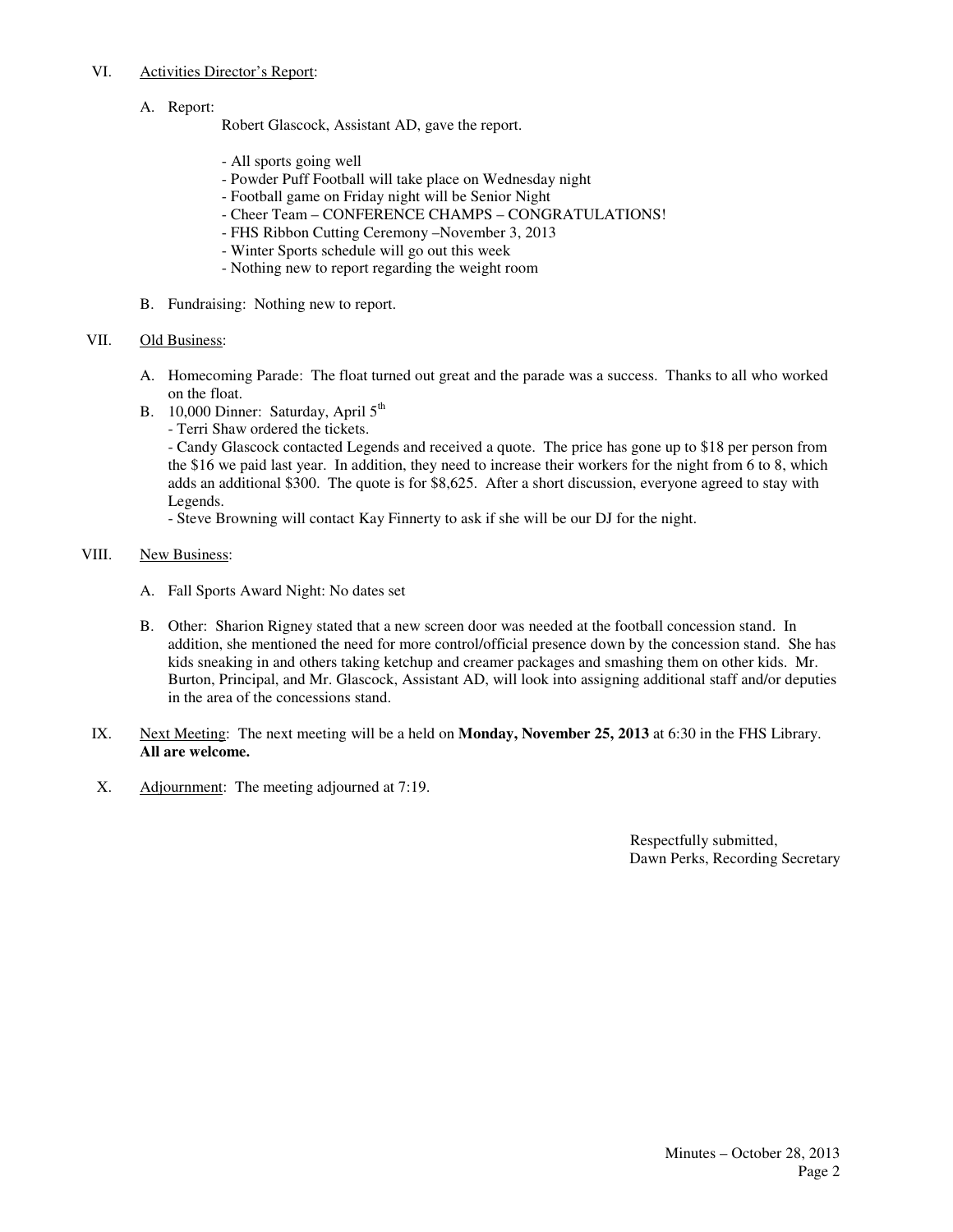VI. Activities Director's Report:

A. Report:

Robert Glascock, Assistant AD, gave the report.

- All sports going well
- Powder Puff Football will take place on Wednesday night
- Football game on Friday night will be Senior Night
- Cheer Team – CONFERENCE CHAMPS – CONGRATULATIONS!
- FHS Ribbon Cutting Ceremony –November 3, 2013
- Winter Sports schedule will go out this week
- Nothing new to report regarding the weight room

B. Fundraising: Nothing new to report.

VII. Old Business:

A. Homecoming Parade: The float turned out great and the parade was a success. Thanks to all who worked on the float.

B. 10,000 Dinner: Saturday, April 5th
- Terri Shaw ordered the tickets.
- Candy Glascock contacted Legends and received a quote. The price has gone up to $18 per person from the $16 we paid last year. In addition, they need to increase their workers for the night from 6 to 8, which adds an additional $300. The quote is for $8,625. After a short discussion, everyone agreed to stay with Legends.
- Steve Browning will contact Kay Finnerty to ask if she will be our DJ for the night.

VIII. New Business:

A. Fall Sports Award Night: No dates set

B. Other: Sharion Rigney stated that a new screen door was needed at the football concession stand. In addition, she mentioned the need for more control/official presence down by the concession stand. She has kids sneaking in and others taking ketchup and creamer packages and smashing them on other kids. Mr. Burton, Principal, and Mr. Glascock, Assistant AD, will look into assigning additional staff and/or deputies in the area of the concessions stand.

IX. Next Meeting: The next meeting will be a held on **Monday, November 25, 2013** at 6:30 in the FHS Library. **All are welcome.**

X. Adjournment: The meeting adjourned at 7:19.

Respectfully submitted,
Dawn Perks, Recording Secretary